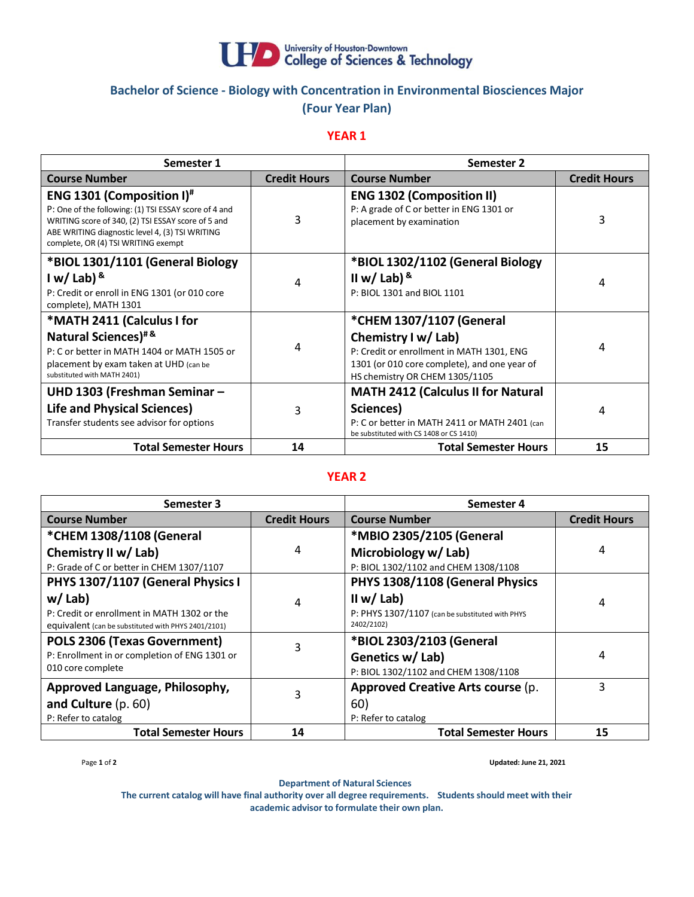University of Houston-Downtown College of Sciences & Technology

## Bachelor of Science - Biology with Concentration in Environmental Biosciences Major (Four Year Plan)

### YEAR 1

| Semester 1 | | Semester 2 | |
|---|---|---|---|
| **Course Number** | **Credit Hours** | **Course Number** | **Credit Hours** |
| **ENG 1301 (Composition I)[#]** P: One of the following: (1) TSI ESSAY score of 4 and WRITING score of 340, (2) TSI ESSAY score of 5 and ABE WRITING diagnostic level 4, (3) TSI WRITING complete, OR (4) TSI WRITING exempt | 3 | **ENG 1302 (Composition II)** P: A grade of C or better in ENG 1301 or placement by examination | 3 |
| **\*BIOL 1301/1101 (General Biology I w/ Lab)[&]** P: Credit or enroll in ENG 1301 (or 010 core complete), MATH 1301 | 4 | **\*BIOL 1302/1102 (General Biology II w/ Lab)[&]** P: BIOL 1301 and BIOL 1101 | 4 |
| **\*MATH 2411 (Calculus I for Natural Sciences)[#&]** P: C or better in MATH 1404 or MATH 1505 or placement by exam taken at UHD (can be substituted with MATH 2401) | 4 | **\*CHEM 1307/1107 (General Chemistry I w/ Lab)** P: Credit or enrollment in MATH 1301, ENG 1301 (or 010 core complete), and one year of HS chemistry OR CHEM 1305/1105 | 4 |
| **UHD 1303 (Freshman Seminar – Life and Physical Sciences)** Transfer students see advisor for options | 3 | **MATH 2412 (Calculus II for Natural Sciences)** P: C or better in MATH 2411 or MATH 2401 (can be substituted with CS 1408 or CS 1410) | 4 |
| **Total Semester Hours** | **14** | **Total Semester Hours** | **15** |

### YEAR 2

| Semester 3 | | Semester 4 | |
|---|---|---|---|
| **Course Number** | **Credit Hours** | **Course Number** | **Credit Hours** |
| **\*CHEM 1308/1108 (General Chemistry II w/ Lab)** P: Grade of C or better in CHEM 1307/1107 | 4 | **\*MBIO 2305/2105 (General Microbiology w/ Lab)** P: BIOL 1302/1102 and CHEM 1308/1108 | 4 |
| **PHYS 1307/1107 (General Physics I w/ Lab)** P: Credit or enrollment in MATH 1302 or the equivalent (can be substituted with PHYS 2401/2101) | 4 | **PHYS 1308/1108 (General Physics II w/ Lab)** P: PHYS 1307/1107 (can be substituted with PHYS 2402/2102) | 4 |
| **POLS 2306 (Texas Government)** P: Enrollment in or completion of ENG 1301 or 010 core complete | 3 | **\*BIOL 2303/2103 (General Genetics w/ Lab)** P: BIOL 1302/1102 and CHEM 1308/1108 | 4 |
| **Approved Language, Philosophy, and Culture** (p. 60) P: Refer to catalog | 3 | **Approved Creative Arts course** (p. 60) P: Refer to catalog | 3 |
| **Total Semester Hours** | **14** | **Total Semester Hours** | **15** |

Updated: June 21, 2021

**Department of Natural Sciences**
**The current catalog will have final authority over all degree requirements. Students should meet with their academic advisor to formulate their own plan.**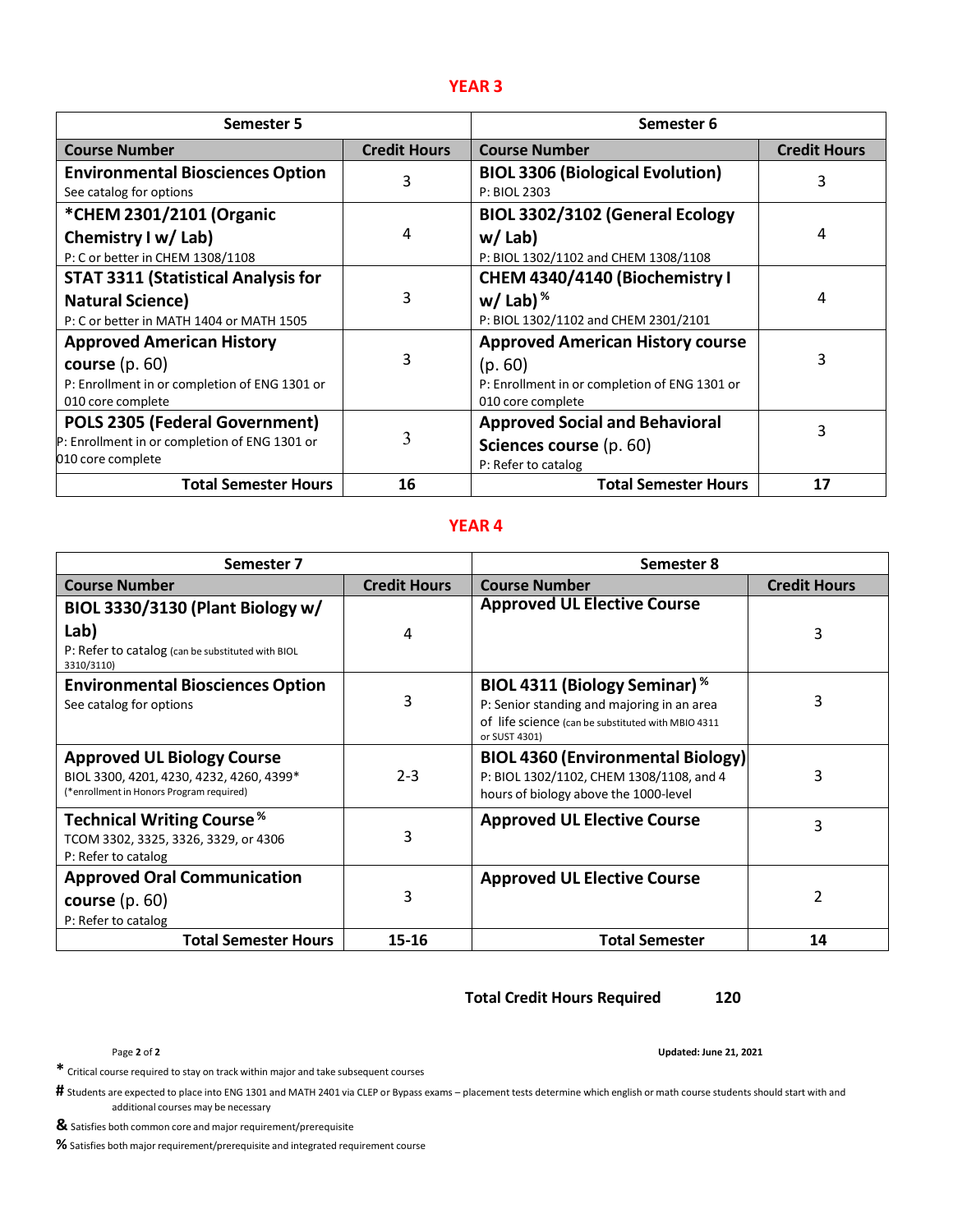## YEAR 3

| Semester 5 | | Semester 6 | |
|---|---|---|---|
| **Course Number** | **Credit Hours** | **Course Number** | **Credit Hours** |
| **Environmental Biosciences Option**<br>See catalog for options | 3 | **BIOL 3306 (Biological Evolution)**<br>P: BIOL 2303 | 3 |
| ***CHEM 2301/2101 (Organic Chemistry I w/ Lab)**<br>P: C or better in CHEM 1308/1108 | 4 | **BIOL 3302/3102 (General Ecology w/ Lab)**<br>P: BIOL 1302/1102 and CHEM 1308/1108 | 4 |
| **STAT 3311 (Statistical Analysis for Natural Science)**<br>P: C or better in MATH 1404 or MATH 1505 | 3 | **CHEM 4340/4140 (Biochemistry I w/ Lab)%**<br>P: BIOL 1302/1102 and CHEM 2301/2101 | 4 |
| **Approved American History course** (p. 60)<br>P: Enrollment in or completion of ENG 1301 or 010 core complete | 3 | **Approved American History course** (p. 60)<br>P: Enrollment in or completion of ENG 1301 or 010 core complete | 3 |
| **POLS 2305 (Federal Government)**<br>P: Enrollment in or completion of ENG 1301 or 010 core complete | 3 | **Approved Social and Behavioral Sciences course** (p. 60)<br>P: Refer to catalog | 3 |
| **Total Semester Hours** | **16** | **Total Semester Hours** | **17** |

## YEAR 4

| Semester 7 | | Semester 8 | |
|---|---|---|---|
| **Course Number** | **Credit Hours** | **Course Number** | **Credit Hours** |
| **BIOL 3330/3130 (Plant Biology w/ Lab)**<br>P: Refer to catalog (can be substituted with BIOL 3310/3110) | 4 | **Approved UL Elective Course** | 3 |
| **Environmental Biosciences Option**<br>See catalog for options | 3 | **BIOL 4311 (Biology Seminar)%**<br>P: Senior standing and majoring in an area of life science (can be substituted with MBIO 4311 or SUST 4301) | 3 |
| **Approved UL Biology Course**<br>BIOL 3300, 4201, 4230, 4232, 4260, 4399*<br>(*enrollment in Honors Program required) | 2-3 | **BIOL 4360 (Environmental Biology)**<br>P: BIOL 1302/1102, CHEM 1308/1108, and 4 hours of biology above the 1000-level | 3 |
| **Technical Writing Course%**<br>TCOM 3302, 3325, 3326, 3329, or 4306<br>P: Refer to catalog | 3 | **Approved UL Elective Course** | 3 |
| **Approved Oral Communication course** (p. 60)<br>P: Refer to catalog | 3 | **Approved UL Elective Course** | 2 |
| **Total Semester Hours** | **15-16** | **Total Semester** | **14** |

**Total Credit Hours Required 120**

Updated: June 21, 2021

**\*** Critical course required to stay on track within major and take subsequent courses

**#** Students are expected to place into ENG 1301 and MATH 2401 via CLEP or Bypass exams – placement tests determine which english or math course students should start with and additional courses may be necessary

**&** Satisfies both common core and major requirement/prerequisite

**%** Satisfies both major requirement/prerequisite and integrated requirement course